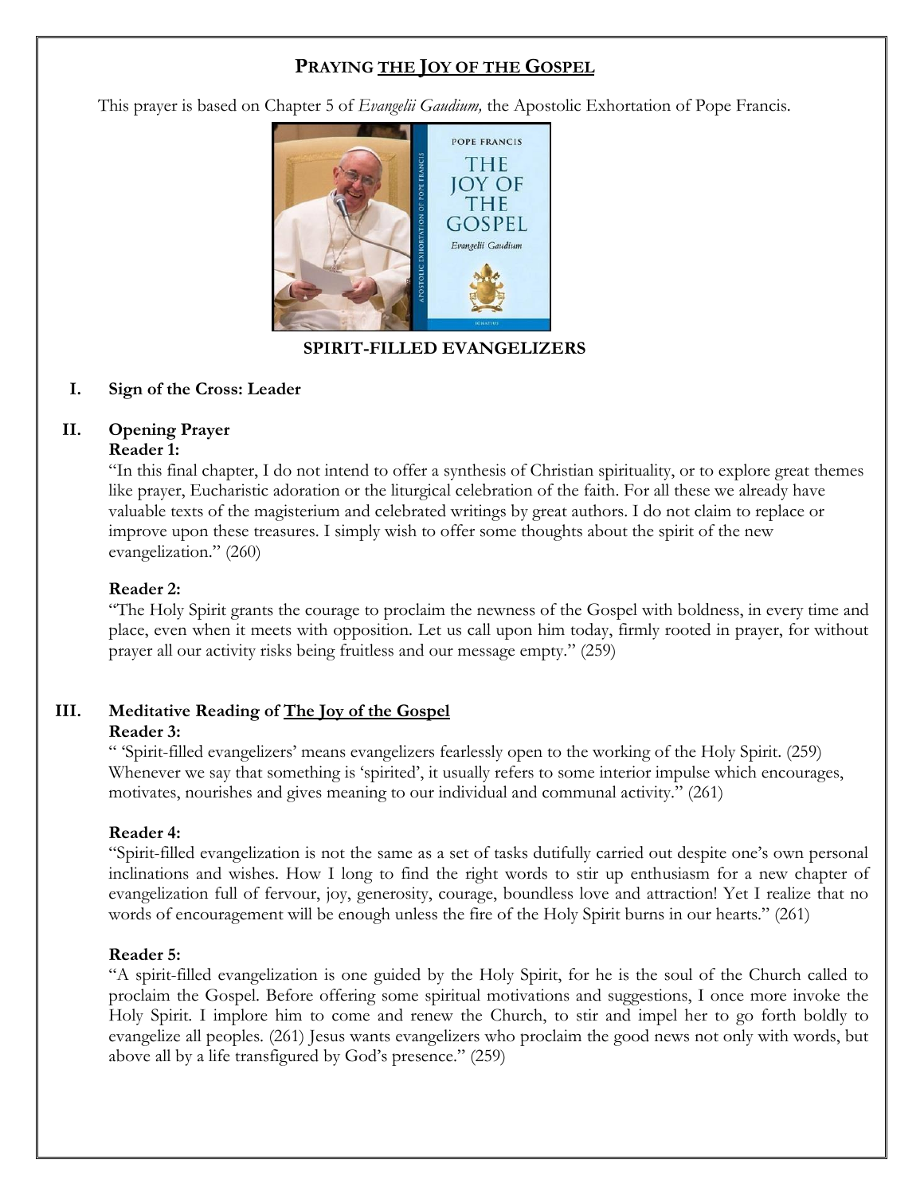# PRAYING THE JOY OF THE GOSPEL

This prayer is based on Chapter 5 of *Evangelii Gaudium,* the Apostolic Exhortation of Pope Francis.

**SPIRIT-FILLED EVANGELIZERS**

**I. Sign of the Cross: Leader**

**II. Opening Prayer**

**Reader 1:**

"In this final chapter, I do not intend to offer a synthesis of Christian spirituality, or to explore great themes like prayer, Eucharistic adoration or the liturgical celebration of the faith. For all these we already have valuable texts of the magisterium and celebrated writings by great authors. I do not claim to replace or improve upon these treasures. I simply wish to offer some thoughts about the spirit of the new evangelization." (260)

**Reader 2:**

"The Holy Spirit grants the courage to proclaim the newness of the Gospel with boldness, in every time and place, even when it meets with opposition. Let us call upon him today, firmly rooted in prayer, for without prayer all our activity risks being fruitless and our message empty." (259)

**III. Meditative Reading of The Joy of the Gospel**

**Reader 3:**

" 'Spirit-filled evangelizers' means evangelizers fearlessly open to the working of the Holy Spirit. (259) Whenever we say that something is 'spirited', it usually refers to some interior impulse which encourages, motivates, nourishes and gives meaning to our individual and communal activity." (261)

**Reader 4:**

"Spirit-filled evangelization is not the same as a set of tasks dutifully carried out despite one's own personal inclinations and wishes. How I long to find the right words to stir up enthusiasm for a new chapter of evangelization full of fervour, joy, generosity, courage, boundless love and attraction! Yet I realize that no words of encouragement will be enough unless the fire of the Holy Spirit burns in our hearts." (261)

**Reader 5:**

"A spirit-filled evangelization is one guided by the Holy Spirit, for he is the soul of the Church called to proclaim the Gospel. Before offering some spiritual motivations and suggestions, I once more invoke the Holy Spirit. I implore him to come and renew the Church, to stir and impel her to go forth boldly to evangelize all peoples. (261) Jesus wants evangelizers who proclaim the good news not only with words, but above all by a life transfigured by God's presence." (259)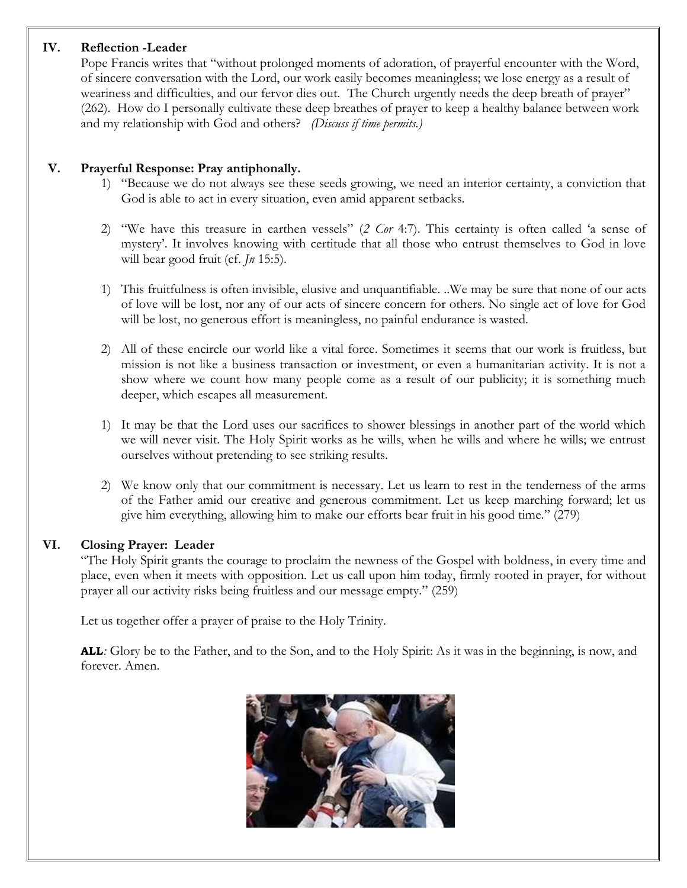## IV. Reflection -Leader

Pope Francis writes that "without prolonged moments of adoration, of prayerful encounter with the Word, of sincere conversation with the Lord, our work easily becomes meaningless; we lose energy as a result of weariness and difficulties, and our fervor dies out. The Church urgently needs the deep breath of prayer" (262). How do I personally cultivate these deep breathes of prayer to keep a healthy balance between work and my relationship with God and others? *(Discuss if time permits.)*

## V. Prayerful Response: Pray antiphonally.

1) "Because we do not always see these seeds growing, we need an interior certainty, a conviction that God is able to act in every situation, even amid apparent setbacks.

2) "We have this treasure in earthen vessels" (*2 Cor* 4:7). This certainty is often called 'a sense of mystery'. It involves knowing with certitude that all those who entrust themselves to God in love will bear good fruit (cf. *Jn* 15:5).

1) This fruitfulness is often invisible, elusive and unquantifiable. ..We may be sure that none of our acts of love will be lost, nor any of our acts of sincere concern for others. No single act of love for God will be lost, no generous effort is meaningless, no painful endurance is wasted.

2) All of these encircle our world like a vital force. Sometimes it seems that our work is fruitless, but mission is not like a business transaction or investment, or even a humanitarian activity. It is not a show where we count how many people come as a result of our publicity; it is something much deeper, which escapes all measurement.

1) It may be that the Lord uses our sacrifices to shower blessings in another part of the world which we will never visit. The Holy Spirit works as he wills, when he wills and where he wills; we entrust ourselves without pretending to see striking results.

2) We know only that our commitment is necessary. Let us learn to rest in the tenderness of the arms of the Father amid our creative and generous commitment. Let us keep marching forward; let us give him everything, allowing him to make our efforts bear fruit in his good time." (279)

## VI. Closing Prayer: Leader

"The Holy Spirit grants the courage to proclaim the newness of the Gospel with boldness, in every time and place, even when it meets with opposition. Let us call upon him today, firmly rooted in prayer, for without prayer all our activity risks being fruitless and our message empty." (259)

Let us together offer a prayer of praise to the Holy Trinity.

**ALL***:* Glory be to the Father, and to the Son, and to the Holy Spirit: As it was in the beginning, is now, and forever. Amen.